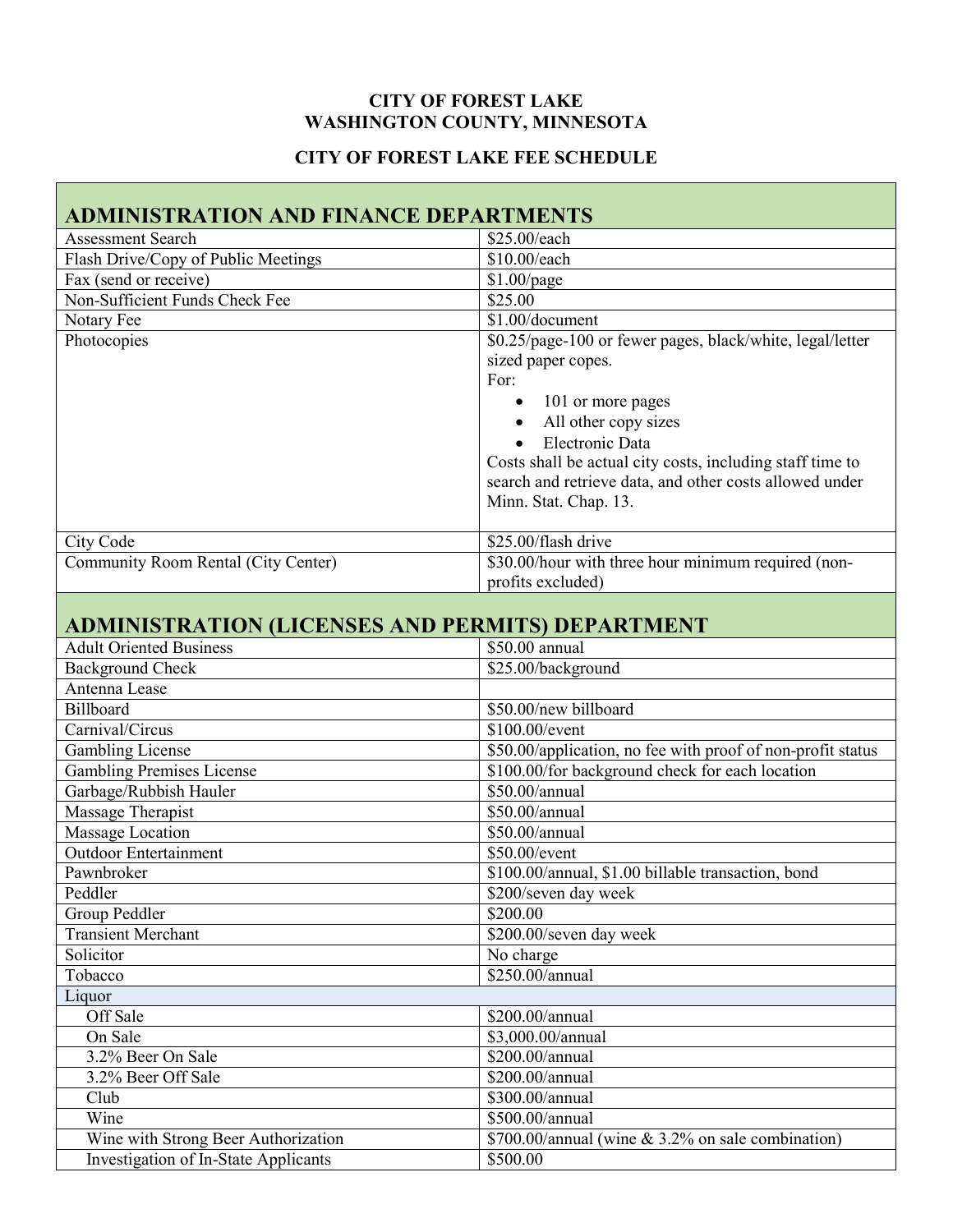**CITY OF FOREST LAKE**
**WASHINGTON COUNTY, MINNESOTA**

**CITY OF FOREST LAKE FEE SCHEDULE**

## ADMINISTRATION AND FINANCE DEPARTMENTS

| | |
|---|---|
| Assessment Search | $25.00/each |
| Flash Drive/Copy of Public Meetings | $10.00/each |
| Fax (send or receive) | $1.00/page |
| Non-Sufficient Funds Check Fee | $25.00 |
| Notary Fee | $1.00/document |
| Photocopies | $0.25/page-100 or fewer pages, black/white, legal/letter sized paper copes.<br>For:<br>• 101 or more pages<br>• All other copy sizes<br>• Electronic Data<br>Costs shall be actual city costs, including staff time to search and retrieve data, and other costs allowed under Minn. Stat. Chap. 13. |
| City Code | $25.00/flash drive |
| Community Room Rental (City Center) | $30.00/hour with three hour minimum required (non-profits excluded) |

## ADMINISTRATION (LICENSES AND PERMITS) DEPARTMENT

| | |
|---|---|
| Adult Oriented Business | $50.00 annual |
| Background Check | $25.00/background |
| Antenna Lease | |
| Billboard | $50.00/new billboard |
| Carnival/Circus | $100.00/event |
| Gambling License | $50.00/application, no fee with proof of non-profit status |
| Gambling Premises License | $100.00/for background check for each location |
| Garbage/Rubbish Hauler | $50.00/annual |
| Massage Therapist | $50.00/annual |
| Massage Location | $50.00/annual |
| Outdoor Entertainment | $50.00/event |
| Pawnbroker | $100.00/annual, $1.00 billable transaction, bond |
| Peddler | $200/seven day week |
| Group Peddler | $200.00 |
| Transient Merchant | $200.00/seven day week |
| Solicitor | No charge |
| Tobacco | $250.00/annual |
| Liquor | |
| Off Sale | $200.00/annual |
| On Sale | $3,000.00/annual |
| 3.2% Beer On Sale | $200.00/annual |
| 3.2% Beer Off Sale | $200.00/annual |
| Club | $300.00/annual |
| Wine | $500.00/annual |
| Wine with Strong Beer Authorization | $700.00/annual (wine & 3.2% on sale combination) |
| Investigation of In-State Applicants | $500.00 |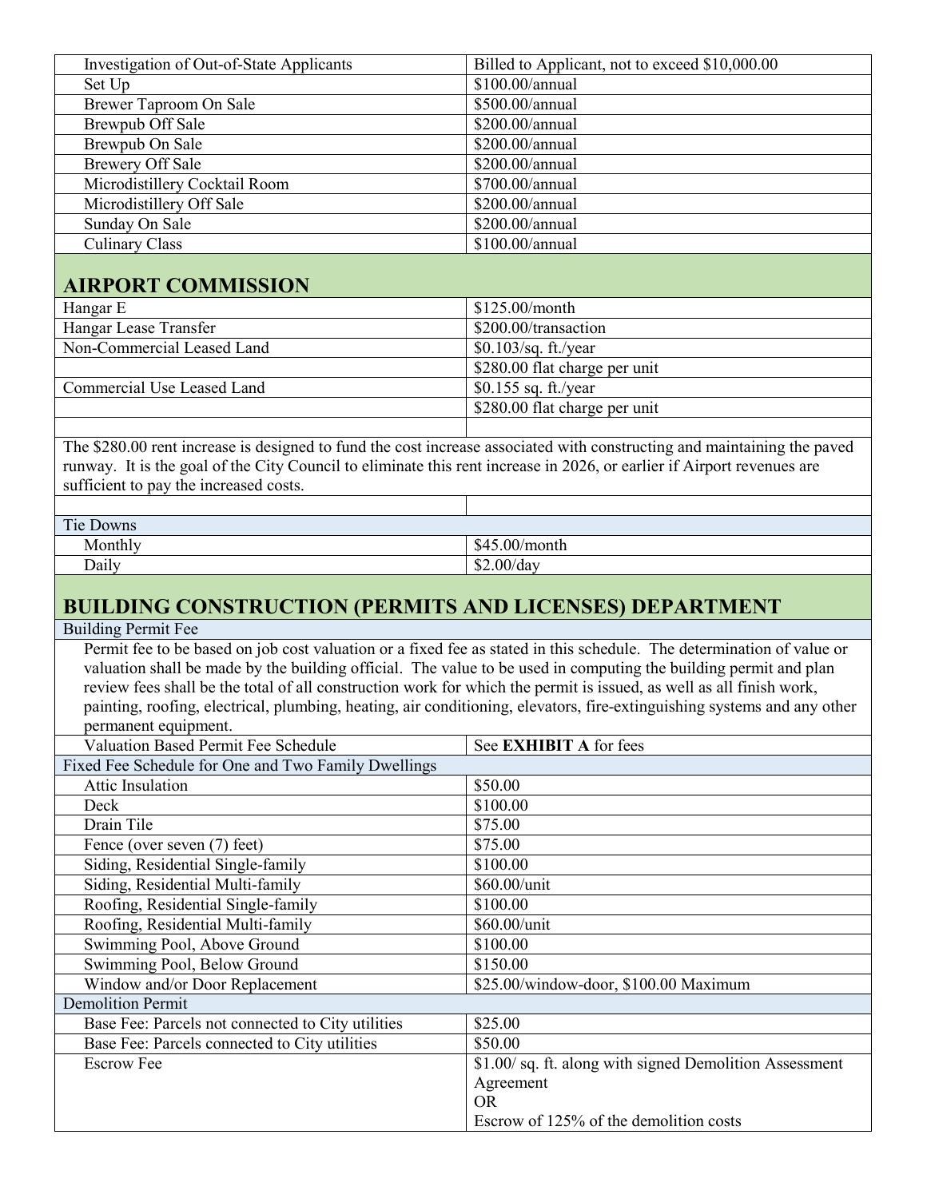| | |
|---|---|
| Investigation of Out-of-State Applicants | Billed to Applicant, not to exceed $10,000.00 |
| Set Up | $100.00/annual |
| Brewer Taproom On Sale | $500.00/annual |
| Brewpub Off Sale | $200.00/annual |
| Brewpub On Sale | $200.00/annual |
| Brewery Off Sale | $200.00/annual |
| Microdistillery Cocktail Room | $700.00/annual |
| Microdistillery Off Sale | $200.00/annual |
| Sunday On Sale | $200.00/annual |
| Culinary Class | $100.00/annual |

## AIRPORT COMMISSION

| | |
|---|---|
| Hangar E | $125.00/month |
| Hangar Lease Transfer | $200.00/transaction |
| Non-Commercial Leased Land | $0.103/sq. ft./year |
| | $280.00 flat charge per unit |
| Commercial Use Leased Land | $0.155 sq. ft./year |
| | $280.00 flat charge per unit |

The $280.00 rent increase is designed to fund the cost increase associated with constructing and maintaining the paved runway. It is the goal of the City Council to eliminate this rent increase in 2026, or earlier if Airport revenues are sufficient to pay the increased costs.

| Tie Downs | |
|---|---|
| Monthly | $45.00/month |
| Daily | $2.00/day |

## BUILDING CONSTRUCTION (PERMITS AND LICENSES) DEPARTMENT

**Building Permit Fee**

Permit fee to be based on job cost valuation or a fixed fee as stated in this schedule. The determination of value or valuation shall be made by the building official. The value to be used in computing the building permit and plan review fees shall be the total of all construction work for which the permit is issued, as well as all finish work, painting, roofing, electrical, plumbing, heating, air conditioning, elevators, fire-extinguishing systems and any other permanent equipment.

| | |
|---|---|
| Valuation Based Permit Fee Schedule | See **EXHIBIT A** for fees |
| **Fixed Fee Schedule for One and Two Family Dwellings** | |
| Attic Insulation | $50.00 |
| Deck | $100.00 |
| Drain Tile | $75.00 |
| Fence (over seven (7) feet) | $75.00 |
| Siding, Residential Single-family | $100.00 |
| Siding, Residential Multi-family | $60.00/unit |
| Roofing, Residential Single-family | $100.00 |
| Roofing, Residential Multi-family | $60.00/unit |
| Swimming Pool, Above Ground | $100.00 |
| Swimming Pool, Below Ground | $150.00 |
| Window and/or Door Replacement | $25.00/window-door, $100.00 Maximum |
| **Demolition Permit** | |
| Base Fee: Parcels not connected to City utilities | $25.00 |
| Base Fee: Parcels connected to City utilities | $50.00 |
| Escrow Fee | $1.00/ sq. ft. along with signed Demolition Assessment Agreement<br>OR<br>Escrow of 125% of the demolition costs |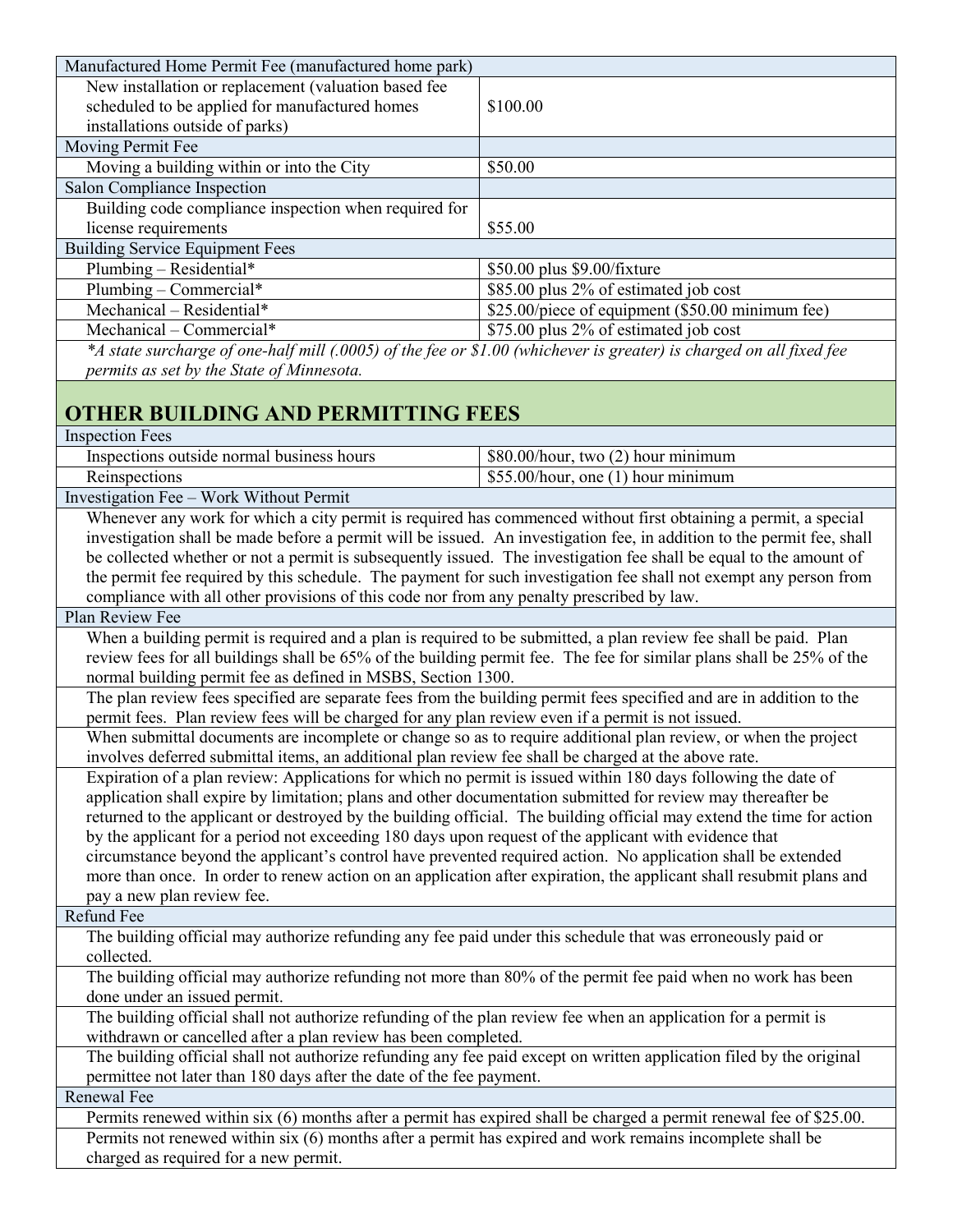| Manufactured Home Permit Fee (manufactured home park) | |
| --- | --- |
| New installation or replacement (valuation based fee scheduled to be applied for manufactured homes installations outside of parks) | $100.00 |
| Moving Permit Fee | |
| Moving a building within or into the City | $50.00 |
| Salon Compliance Inspection | |
| Building code compliance inspection when required for license requirements | $55.00 |
| Building Service Equipment Fees | |
| Plumbing – Residential* | $50.00 plus $9.00/fixture |
| Plumbing – Commercial* | $85.00 plus 2% of estimated job cost |
| Mechanical – Residential* | $25.00/piece of equipment ($50.00 minimum fee) |
| Mechanical – Commercial* | $75.00 plus 2% of estimated job cost |

*\*A state surcharge of one-half mill (.0005) of the fee or $1.00 (whichever is greater) is charged on all fixed fee permits as set by the State of Minnesota.*

## OTHER BUILDING AND PERMITTING FEES

| Inspection Fees | |
| --- | --- |
| Inspections outside normal business hours | $80.00/hour, two (2) hour minimum |
| Reinspections | $55.00/hour, one (1) hour minimum |

**Investigation Fee – Work Without Permit**

Whenever any work for which a city permit is required has commenced without first obtaining a permit, a special investigation shall be made before a permit will be issued. An investigation fee, in addition to the permit fee, shall be collected whether or not a permit is subsequently issued. The investigation fee shall be equal to the amount of the permit fee required by this schedule. The payment for such investigation fee shall not exempt any person from compliance with all other provisions of this code nor from any penalty prescribed by law.

**Plan Review Fee**

When a building permit is required and a plan is required to be submitted, a plan review fee shall be paid. Plan review fees for all buildings shall be 65% of the building permit fee. The fee for similar plans shall be 25% of the normal building permit fee as defined in MSBS, Section 1300.

The plan review fees specified are separate fees from the building permit fees specified and are in addition to the permit fees. Plan review fees will be charged for any plan review even if a permit is not issued.

When submittal documents are incomplete or change so as to require additional plan review, or when the project involves deferred submittal items, an additional plan review fee shall be charged at the above rate.

Expiration of a plan review: Applications for which no permit is issued within 180 days following the date of application shall expire by limitation; plans and other documentation submitted for review may thereafter be returned to the applicant or destroyed by the building official. The building official may extend the time for action by the applicant for a period not exceeding 180 days upon request of the applicant with evidence that circumstance beyond the applicant's control have prevented required action. No application shall be extended more than once. In order to renew action on an application after expiration, the applicant shall resubmit plans and pay a new plan review fee.

**Refund Fee**

The building official may authorize refunding any fee paid under this schedule that was erroneously paid or collected.

The building official may authorize refunding not more than 80% of the permit fee paid when no work has been done under an issued permit.

The building official shall not authorize refunding of the plan review fee when an application for a permit is withdrawn or cancelled after a plan review has been completed.

The building official shall not authorize refunding any fee paid except on written application filed by the original permittee not later than 180 days after the date of the fee payment.

**Renewal Fee**

Permits renewed within six (6) months after a permit has expired shall be charged a permit renewal fee of $25.00.

Permits not renewed within six (6) months after a permit has expired and work remains incomplete shall be charged as required for a new permit.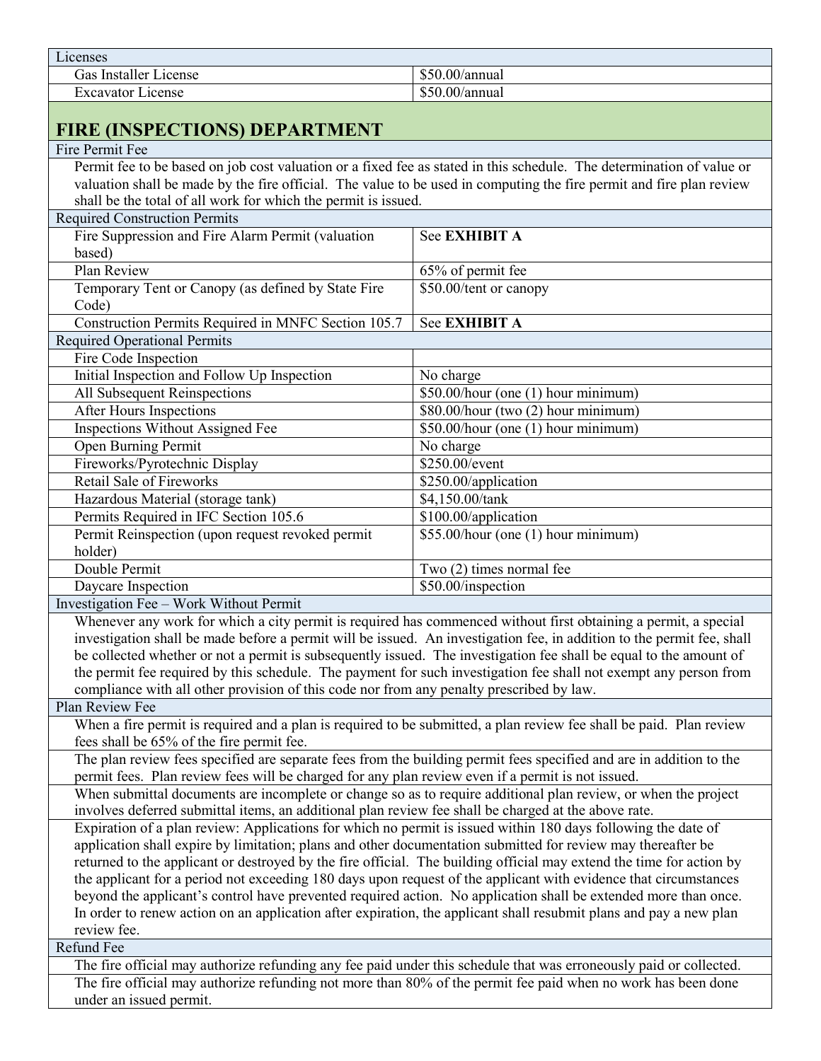| Licenses | |
|---|---|
| Gas Installer License | $50.00/annual |
| Excavator License | $50.00/annual |

## FIRE (INSPECTIONS) DEPARTMENT

| Fire Permit Fee | |
|---|---|
| Permit fee to be based on job cost valuation or a fixed fee as stated in this schedule. The determination of value or valuation shall be made by the fire official. The value to be used in computing the fire permit and fire plan review shall be the total of all work for which the permit is issued. | |
| **Required Construction Permits** | |
| Fire Suppression and Fire Alarm Permit (valuation based) | See **EXHIBIT A** |
| Plan Review | 65% of permit fee |
| Temporary Tent or Canopy (as defined by State Fire Code) | $50.00/tent or canopy |
| Construction Permits Required in MNFC Section 105.7 | See **EXHIBIT A** |
| **Required Operational Permits** | |
| Fire Code Inspection | |
| Initial Inspection and Follow Up Inspection | No charge |
| All Subsequent Reinspections | $50.00/hour (one (1) hour minimum) |
| After Hours Inspections | $80.00/hour (two (2) hour minimum) |
| Inspections Without Assigned Fee | $50.00/hour (one (1) hour minimum) |
| Open Burning Permit | No charge |
| Fireworks/Pyrotechnic Display | $250.00/event |
| Retail Sale of Fireworks | $250.00/application |
| Hazardous Material (storage tank) | $4,150.00/tank |
| Permits Required in IFC Section 105.6 | $100.00/application |
| Permit Reinspection (upon request revoked permit holder) | $55.00/hour (one (1) hour minimum) |
| Double Permit | Two (2) times normal fee |
| Daycare Inspection | $50.00/inspection |

**Investigation Fee – Work Without Permit**

Whenever any work for which a city permit is required has commenced without first obtaining a permit, a special investigation shall be made before a permit will be issued. An investigation fee, in addition to the permit fee, shall be collected whether or not a permit is subsequently issued. The investigation fee shall be equal to the amount of the permit fee required by this schedule. The payment for such investigation fee shall not exempt any person from compliance with all other provision of this code nor from any penalty prescribed by law.

**Plan Review Fee**

When a fire permit is required and a plan is required to be submitted, a plan review fee shall be paid. Plan review fees shall be 65% of the fire permit fee.

The plan review fees specified are separate fees from the building permit fees specified and are in addition to the permit fees. Plan review fees will be charged for any plan review even if a permit is not issued.

When submittal documents are incomplete or change so as to require additional plan review, or when the project involves deferred submittal items, an additional plan review fee shall be charged at the above rate.

Expiration of a plan review: Applications for which no permit is issued within 180 days following the date of application shall expire by limitation; plans and other documentation submitted for review may thereafter be returned to the applicant or destroyed by the fire official. The building official may extend the time for action by the applicant for a period not exceeding 180 days upon request of the applicant with evidence that circumstances beyond the applicant's control have prevented required action. No application shall be extended more than once. In order to renew action on an application after expiration, the applicant shall resubmit plans and pay a new plan review fee.

**Refund Fee**

The fire official may authorize refunding any fee paid under this schedule that was erroneously paid or collected.

The fire official may authorize refunding not more than 80% of the permit fee paid when no work has been done under an issued permit.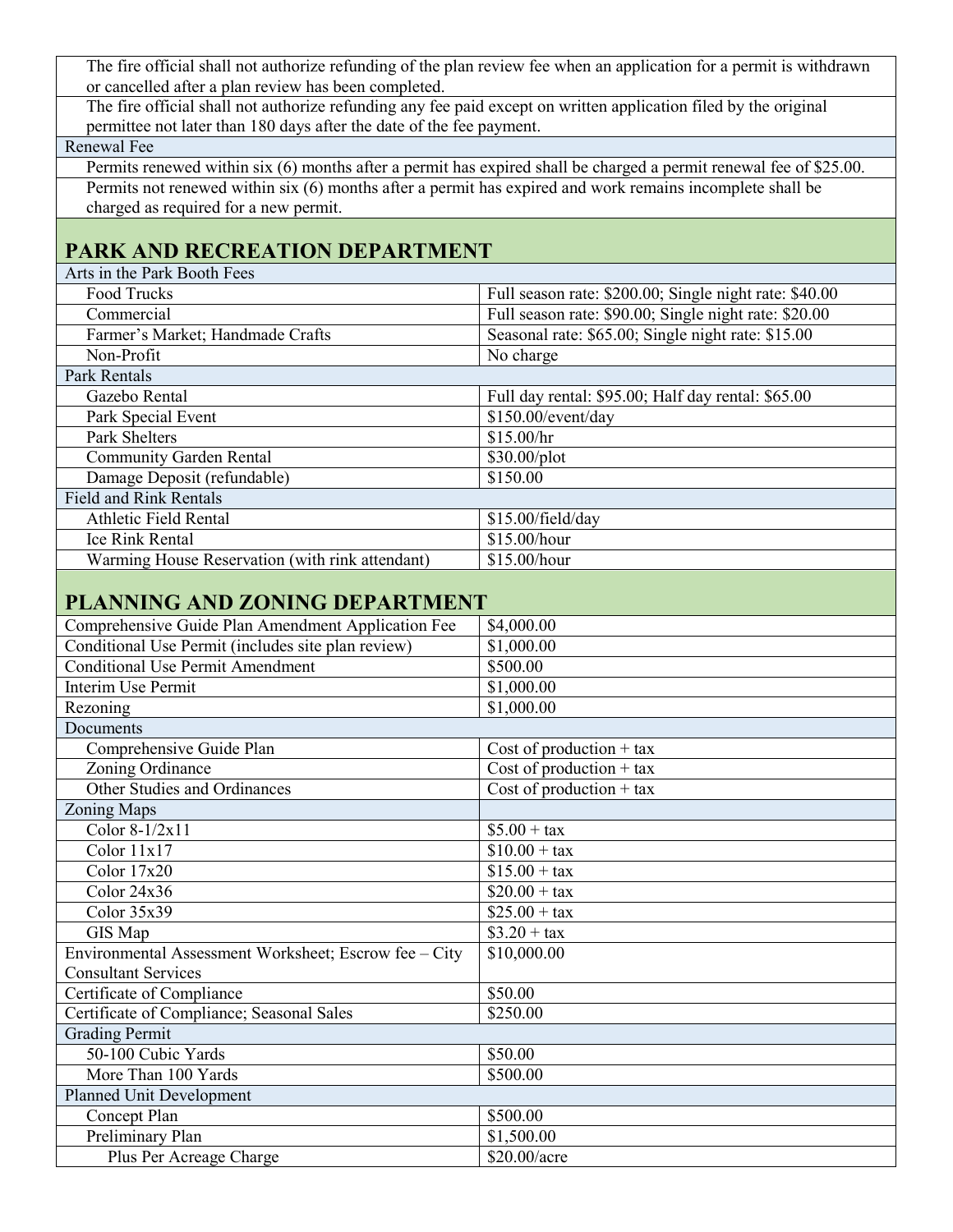| | |
|---|---|
| The fire official shall not authorize refunding of the plan review fee when an application for a permit is withdrawn or cancelled after a plan review has been completed. | |
| The fire official shall not authorize refunding any fee paid except on written application filed by the original permittee not later than 180 days after the date of the fee payment. | |
| Renewal Fee | |
| Permits renewed within six (6) months after a permit has expired shall be charged a permit renewal fee of $25.00. | |
| Permits not renewed within six (6) months after a permit has expired and work remains incomplete shall be charged as required for a new permit. | |

## PARK AND RECREATION DEPARTMENT

| | |
|---|---|
| Arts in the Park Booth Fees | |
| Food Trucks | Full season rate: $200.00; Single night rate: $40.00 |
| Commercial | Full season rate: $90.00; Single night rate: $20.00 |
| Farmer's Market; Handmade Crafts | Seasonal rate: $65.00; Single night rate: $15.00 |
| Non-Profit | No charge |
| Park Rentals | |
| Gazebo Rental | Full day rental: $95.00; Half day rental: $65.00 |
| Park Special Event | $150.00/event/day |
| Park Shelters | $15.00/hr |
| Community Garden Rental | $30.00/plot |
| Damage Deposit (refundable) | $150.00 |
| Field and Rink Rentals | |
| Athletic Field Rental | $15.00/field/day |
| Ice Rink Rental | $15.00/hour |
| Warming House Reservation (with rink attendant) | $15.00/hour |

## PLANNING AND ZONING DEPARTMENT

| | |
|---|---|
| Comprehensive Guide Plan Amendment Application Fee | $4,000.00 |
| Conditional Use Permit (includes site plan review) | $1,000.00 |
| Conditional Use Permit Amendment | $500.00 |
| Interim Use Permit | $1,000.00 |
| Rezoning | $1,000.00 |
| Documents | |
| Comprehensive Guide Plan | Cost of production + tax |
| Zoning Ordinance | Cost of production + tax |
| Other Studies and Ordinances | Cost of production + tax |
| Zoning Maps | |
| Color 8-1/2x11 | $5.00 + tax |
| Color 11x17 | $10.00 + tax |
| Color 17x20 | $15.00 + tax |
| Color 24x36 | $20.00 + tax |
| Color 35x39 | $25.00 + tax |
| GIS Map | $3.20 + tax |
| Environmental Assessment Worksheet; Escrow fee – City Consultant Services | $10,000.00 |
| Certificate of Compliance | $50.00 |
| Certificate of Compliance; Seasonal Sales | $250.00 |
| Grading Permit | |
| 50-100 Cubic Yards | $50.00 |
| More Than 100 Yards | $500.00 |
| Planned Unit Development | |
| Concept Plan | $500.00 |
| Preliminary Plan | $1,500.00 |
| Plus Per Acreage Charge | $20.00/acre |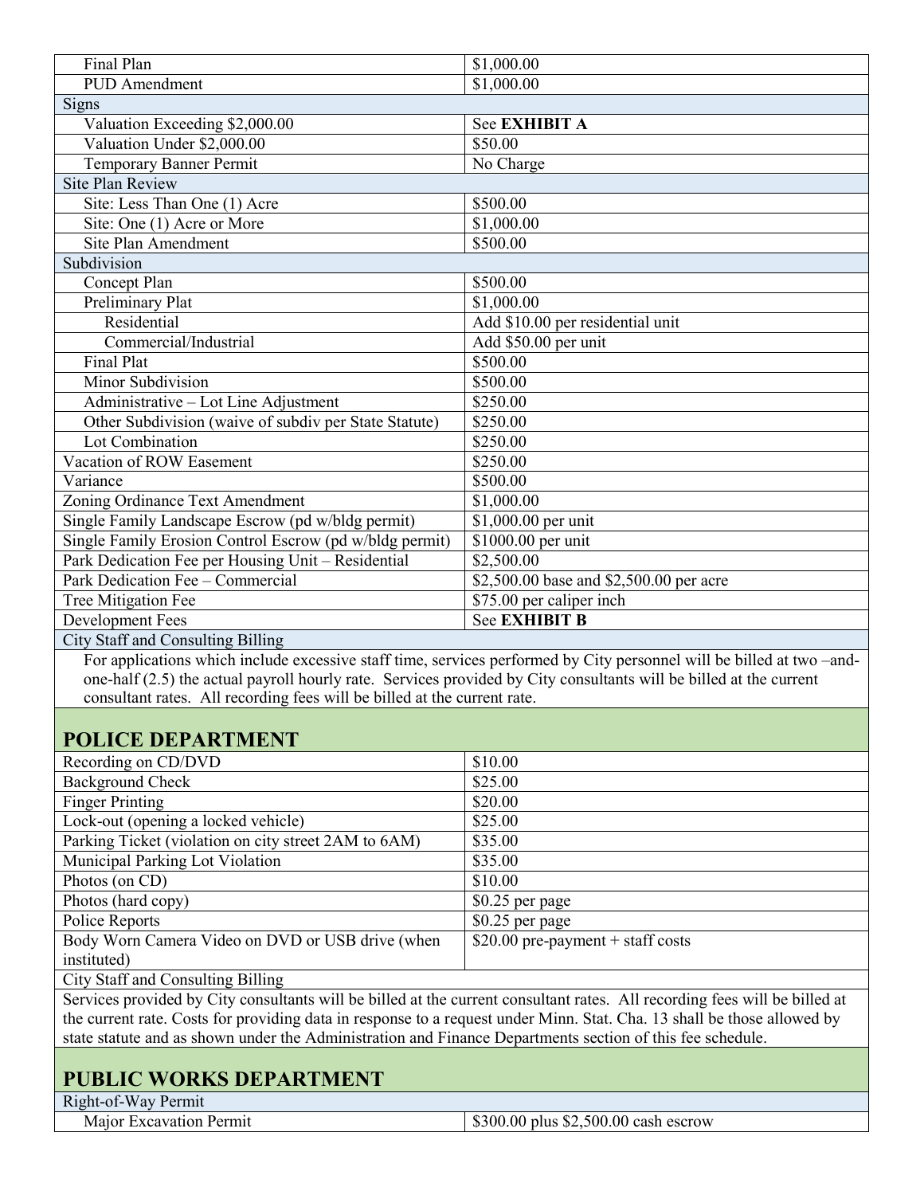| | |
|---|---|
| Final Plan | $1,000.00 |
| PUD Amendment | $1,000.00 |
| **Signs** | |
| Valuation Exceeding $2,000.00 | See **EXHIBIT A** |
| Valuation Under $2,000.00 | $50.00 |
| Temporary Banner Permit | No Charge |
| **Site Plan Review** | |
| Site: Less Than One (1) Acre | $500.00 |
| Site: One (1) Acre or More | $1,000.00 |
| Site Plan Amendment | $500.00 |
| **Subdivision** | |
| Concept Plan | $500.00 |
| Preliminary Plat | $1,000.00 |
| Residential | Add $10.00 per residential unit |
| Commercial/Industrial | Add $50.00 per unit |
| Final Plat | $500.00 |
| Minor Subdivision | $500.00 |
| Administrative – Lot Line Adjustment | $250.00 |
| Other Subdivision (waive of subdiv per State Statute) | $250.00 |
| Lot Combination | $250.00 |
| Vacation of ROW Easement | $250.00 |
| Variance | $500.00 |
| Zoning Ordinance Text Amendment | $1,000.00 |
| Single Family Landscape Escrow (pd w/bldg permit) | $1,000.00 per unit |
| Single Family Erosion Control Escrow (pd w/bldg permit) | $1000.00 per unit |
| Park Dedication Fee per Housing Unit – Residential | $2,500.00 |
| Park Dedication Fee – Commercial | $2,500.00 base and $2,500.00 per acre |
| Tree Mitigation Fee | $75.00 per caliper inch |
| Development Fees | See **EXHIBIT B** |
| **City Staff and Consulting Billing** | |

For applications which include excessive staff time, services performed by City personnel will be billed at two –and-one-half (2.5) the actual payroll hourly rate. Services provided by City consultants will be billed at the current consultant rates. All recording fees will be billed at the current rate.

## POLICE DEPARTMENT

| | |
|---|---|
| Recording on CD/DVD | $10.00 |
| Background Check | $25.00 |
| Finger Printing | $20.00 |
| Lock-out (opening a locked vehicle) | $25.00 |
| Parking Ticket (violation on city street 2AM to 6AM) | $35.00 |
| Municipal Parking Lot Violation | $35.00 |
| Photos (on CD) | $10.00 |
| Photos (hard copy) | $0.25 per page |
| Police Reports | $0.25 per page |
| Body Worn Camera Video on DVD or USB drive (when instituted) | $20.00 pre-payment + staff costs |
| **City Staff and Consulting Billing** | |

Services provided by City consultants will be billed at the current consultant rates. All recording fees will be billed at the current rate. Costs for providing data in response to a request under Minn. Stat. Cha. 13 shall be those allowed by state statute and as shown under the Administration and Finance Departments section of this fee schedule.

## PUBLIC WORKS DEPARTMENT

| | |
|---|---|
| **Right-of-Way Permit** | |
| Major Excavation Permit | $300.00 plus $2,500.00 cash escrow |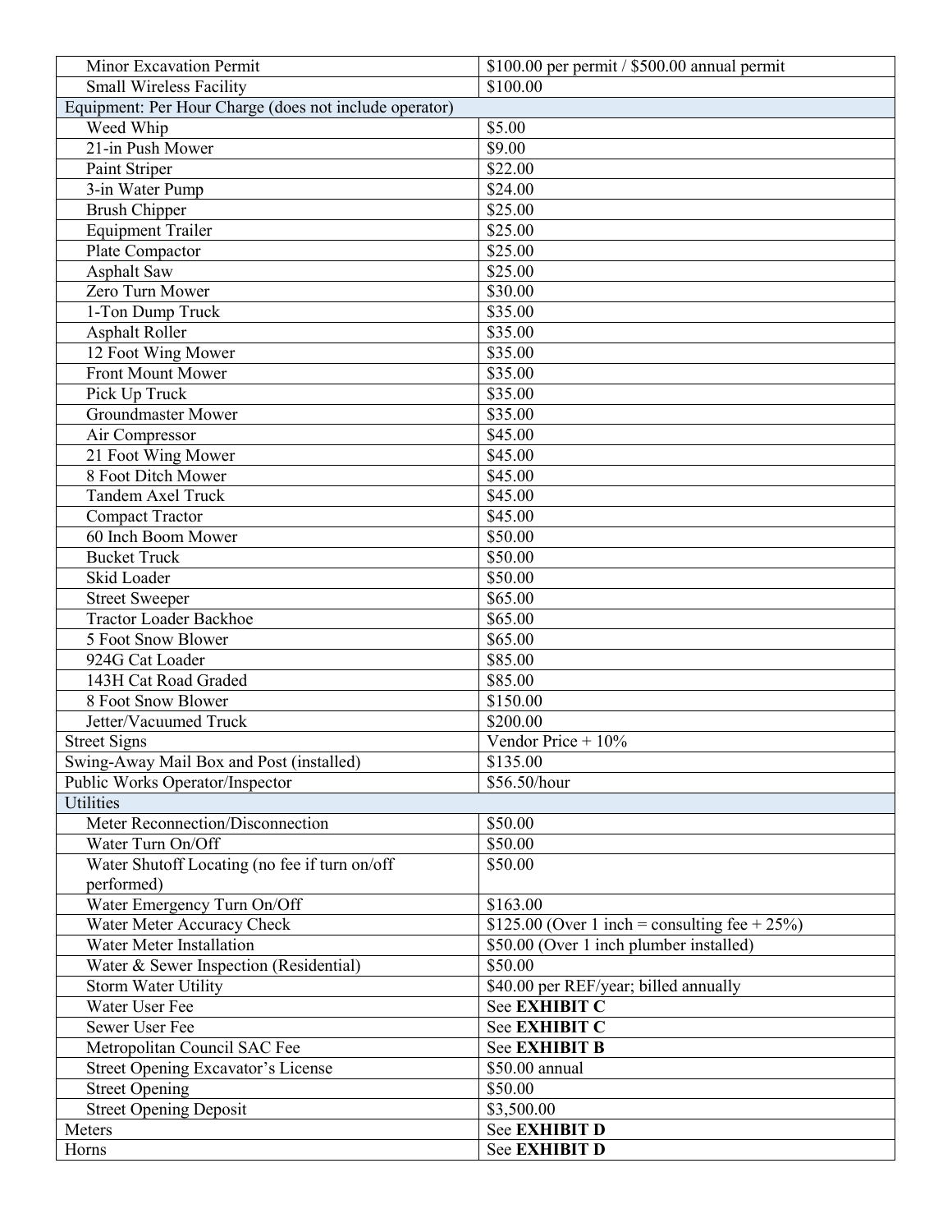| | |
|---|---|
| Minor Excavation Permit | $100.00 per permit / $500.00 annual permit |
| Small Wireless Facility | $100.00 |
| Equipment: Per Hour Charge (does not include operator) | |
| Weed Whip | $5.00 |
| 21-in Push Mower | $9.00 |
| Paint Striper | $22.00 |
| 3-in Water Pump | $24.00 |
| Brush Chipper | $25.00 |
| Equipment Trailer | $25.00 |
| Plate Compactor | $25.00 |
| Asphalt Saw | $25.00 |
| Zero Turn Mower | $30.00 |
| 1-Ton Dump Truck | $35.00 |
| Asphalt Roller | $35.00 |
| 12 Foot Wing Mower | $35.00 |
| Front Mount Mower | $35.00 |
| Pick Up Truck | $35.00 |
| Groundmaster Mower | $35.00 |
| Air Compressor | $45.00 |
| 21 Foot Wing Mower | $45.00 |
| 8 Foot Ditch Mower | $45.00 |
| Tandem Axel Truck | $45.00 |
| Compact Tractor | $45.00 |
| 60 Inch Boom Mower | $50.00 |
| Bucket Truck | $50.00 |
| Skid Loader | $50.00 |
| Street Sweeper | $65.00 |
| Tractor Loader Backhoe | $65.00 |
| 5 Foot Snow Blower | $65.00 |
| 924G Cat Loader | $85.00 |
| 143H Cat Road Graded | $85.00 |
| 8 Foot Snow Blower | $150.00 |
| Jetter/Vacuumed Truck | $200.00 |
| Street Signs | Vendor Price + 10% |
| Swing-Away Mail Box and Post (installed) | $135.00 |
| Public Works Operator/Inspector | $56.50/hour |
| Utilities | |
| Meter Reconnection/Disconnection | $50.00 |
| Water Turn On/Off | $50.00 |
| Water Shutoff Locating (no fee if turn on/off performed) | $50.00 |
| Water Emergency Turn On/Off | $163.00 |
| Water Meter Accuracy Check | $125.00 (Over 1 inch = consulting fee + 25%) |
| Water Meter Installation | $50.00 (Over 1 inch plumber installed) |
| Water & Sewer Inspection (Residential) | $50.00 |
| Storm Water Utility | $40.00 per REF/year; billed annually |
| Water User Fee | See **EXHIBIT C** |
| Sewer User Fee | See **EXHIBIT C** |
| Metropolitan Council SAC Fee | See **EXHIBIT B** |
| Street Opening Excavator's License | $50.00 annual |
| Street Opening | $50.00 |
| Street Opening Deposit | $3,500.00 |
| Meters | See **EXHIBIT D** |
| Horns | See **EXHIBIT D** |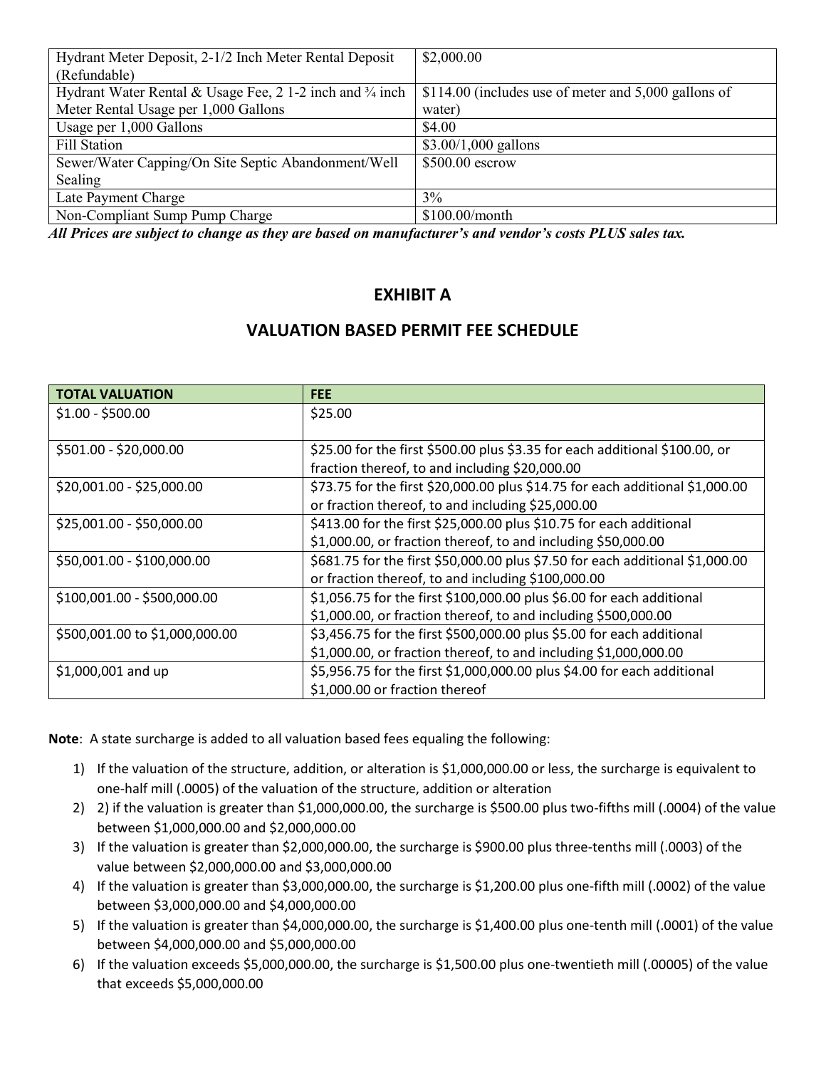| | |
|---|---|
| Hydrant Meter Deposit, 2-1/2 Inch Meter Rental Deposit (Refundable) | $2,000.00 |
| Hydrant Water Rental & Usage Fee, 2 1-2 inch and ¾ inch Meter Rental Usage per 1,000 Gallons | $114.00 (includes use of meter and 5,000 gallons of water) |
| Usage per 1,000 Gallons | $4.00 |
| Fill Station | $3.00/1,000 gallons |
| Sewer/Water Capping/On Site Septic Abandonment/Well Sealing | $500.00 escrow |
| Late Payment Charge | 3% |
| Non-Compliant Sump Pump Charge | $100.00/month |

***All Prices are subject to change as they are based on manufacturer's and vendor's costs PLUS sales tax.***

## EXHIBIT A

## VALUATION BASED PERMIT FEE SCHEDULE

| TOTAL VALUATION | FEE |
|---|---|
| $1.00 - $500.00 | $25.00 |
| $501.00 - $20,000.00 | $25.00 for the first $500.00 plus $3.35 for each additional $100.00, or fraction thereof, to and including $20,000.00 |
| $20,001.00 - $25,000.00 | $73.75 for the first $20,000.00 plus $14.75 for each additional $1,000.00 or fraction thereof, to and including $25,000.00 |
| $25,001.00 - $50,000.00 | $413.00 for the first $25,000.00 plus $10.75 for each additional $1,000.00, or fraction thereof, to and including $50,000.00 |
| $50,001.00 - $100,000.00 | $681.75 for the first $50,000.00 plus $7.50 for each additional $1,000.00 or fraction thereof, to and including $100,000.00 |
| $100,001.00 - $500,000.00 | $1,056.75 for the first $100,000.00 plus $6.00 for each additional $1,000.00, or fraction thereof, to and including $500,000.00 |
| $500,001.00 to $1,000,000.00 | $3,456.75 for the first $500,000.00 plus $5.00 for each additional $1,000.00, or fraction thereof, to and including $1,000,000.00 |
| $1,000,001 and up | $5,956.75 for the first $1,000,000.00 plus $4.00 for each additional $1,000.00 or fraction thereof |

**Note**: A state surcharge is added to all valuation based fees equaling the following:

1) If the valuation of the structure, addition, or alteration is $1,000,000.00 or less, the surcharge is equivalent to one-half mill (.0005) of the valuation of the structure, addition or alteration
2) 2) if the valuation is greater than $1,000,000.00, the surcharge is $500.00 plus two-fifths mill (.0004) of the value between $1,000,000.00 and $2,000,000.00
3) If the valuation is greater than $2,000,000.00, the surcharge is $900.00 plus three-tenths mill (.0003) of the value between $2,000,000.00 and $3,000,000.00
4) If the valuation is greater than $3,000,000.00, the surcharge is $1,200.00 plus one-fifth mill (.0002) of the value between $3,000,000.00 and $4,000,000.00
5) If the valuation is greater than $4,000,000.00, the surcharge is $1,400.00 plus one-tenth mill (.0001) of the value between $4,000,000.00 and $5,000,000.00
6) If the valuation exceeds $5,000,000.00, the surcharge is $1,500.00 plus one-twentieth mill (.00005) of the value that exceeds $5,000,000.00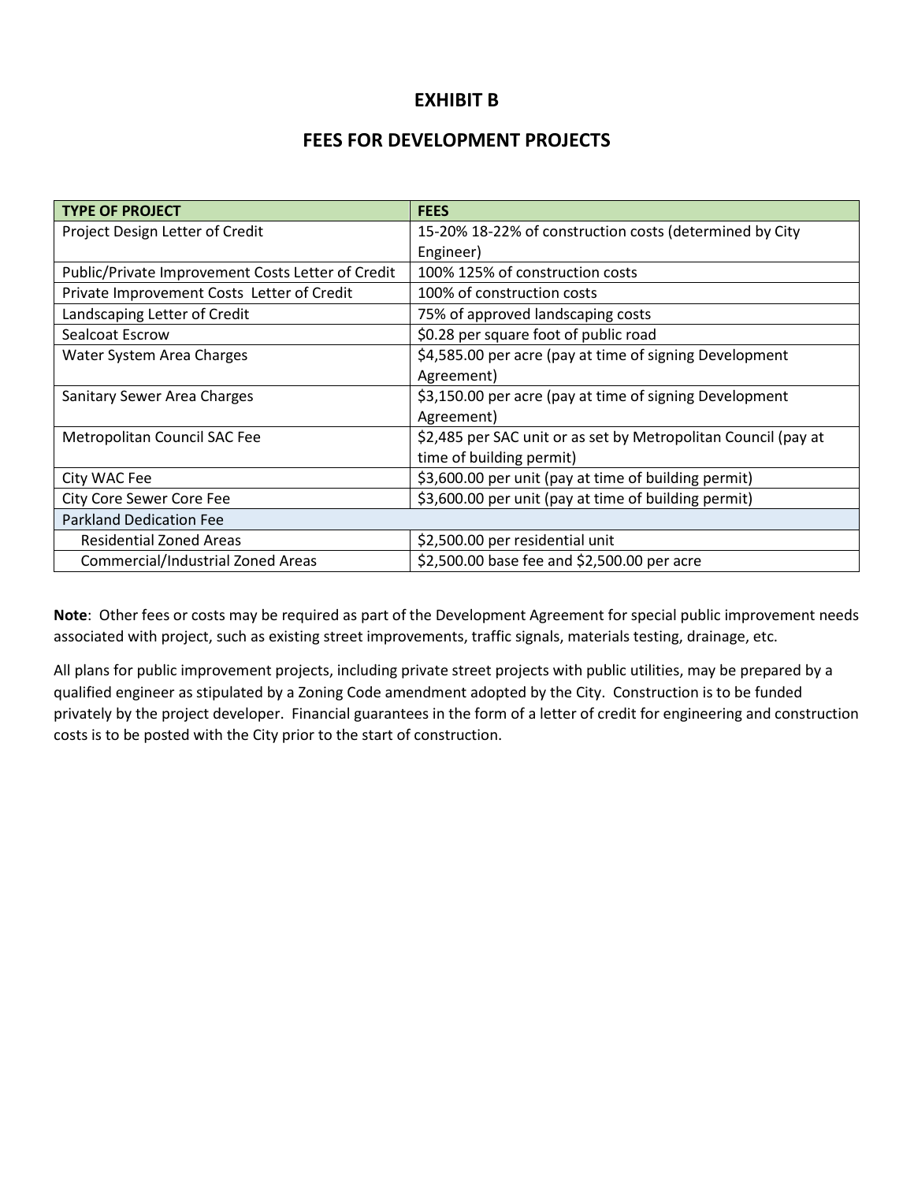# EXHIBIT B

## FEES FOR DEVELOPMENT PROJECTS

| TYPE OF PROJECT | FEES |
|---|---|
| Project Design Letter of Credit | 15-20% 18-22% of construction costs (determined by City Engineer) |
| Public/Private Improvement Costs Letter of Credit | 100% 125% of construction costs |
| Private Improvement Costs Letter of Credit | 100% of construction costs |
| Landscaping Letter of Credit | 75% of approved landscaping costs |
| Sealcoat Escrow | $0.28 per square foot of public road |
| Water System Area Charges | $4,585.00 per acre (pay at time of signing Development Agreement) |
| Sanitary Sewer Area Charges | $3,150.00 per acre (pay at time of signing Development Agreement) |
| Metropolitan Council SAC Fee | $2,485 per SAC unit or as set by Metropolitan Council (pay at time of building permit) |
| City WAC Fee | $3,600.00 per unit (pay at time of building permit) |
| City Core Sewer Core Fee | $3,600.00 per unit (pay at time of building permit) |
| Parkland Dedication Fee | |
| Residential Zoned Areas | $2,500.00 per residential unit |
| Commercial/Industrial Zoned Areas | $2,500.00 base fee and $2,500.00 per acre |

**Note**: Other fees or costs may be required as part of the Development Agreement for special public improvement needs associated with project, such as existing street improvements, traffic signals, materials testing, drainage, etc.

All plans for public improvement projects, including private street projects with public utilities, may be prepared by a qualified engineer as stipulated by a Zoning Code amendment adopted by the City. Construction is to be funded privately by the project developer. Financial guarantees in the form of a letter of credit for engineering and construction costs is to be posted with the City prior to the start of construction.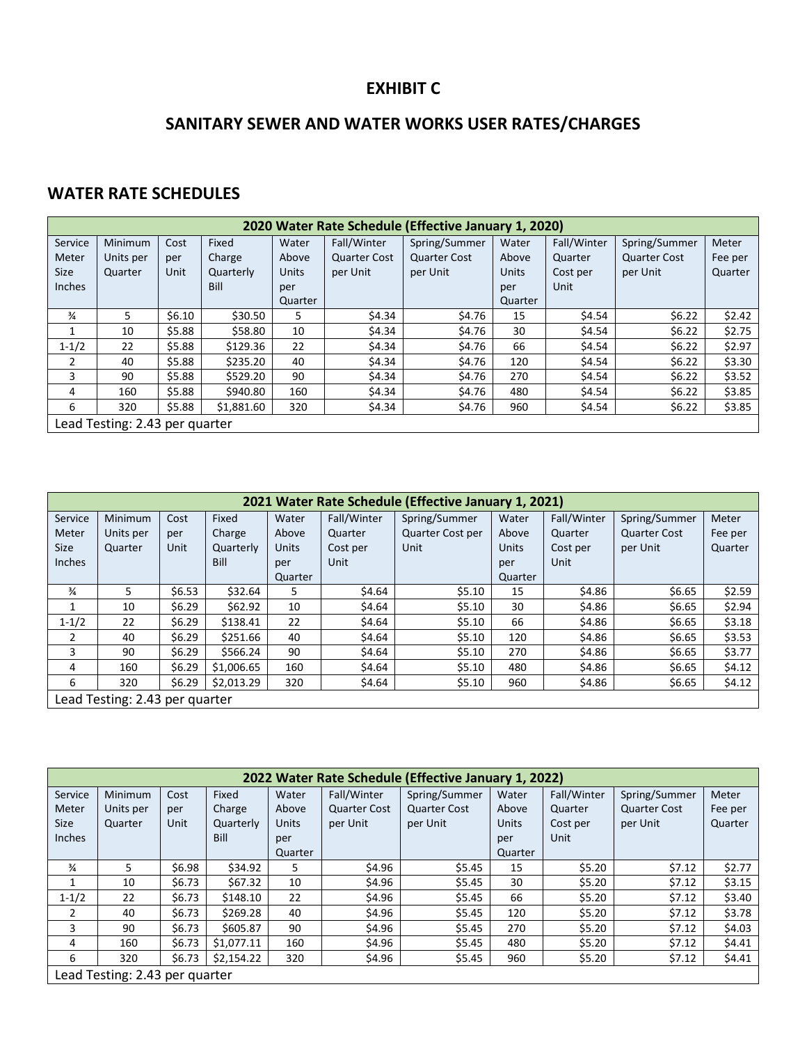# EXHIBIT C

# SANITARY SEWER AND WATER WORKS USER RATES/CHARGES

## WATER RATE SCHEDULES

| 2020 Water Rate Schedule (Effective January 1, 2020) | | | | | | | | | | |
|---|---|---|---|---|---|---|---|---|---|---|
| Service Meter Size Inches | Minimum Units per Quarter | Cost per Unit | Fixed Charge Quarterly Bill | Water Above Units per Quarter | Fall/Winter Quarter Cost per Unit | Spring/Summer Quarter Cost per Unit | Water Above Units per Quarter | Fall/Winter Quarter Cost per Unit | Spring/Summer Quarter Cost per Unit | Meter Fee per Quarter |
| ¾ | 5 | $6.10 | $30.50 | 5 | $4.34 | $4.76 | 15 | $4.54 | $6.22 | $2.42 |
| 1 | 10 | $5.88 | $58.80 | 10 | $4.34 | $4.76 | 30 | $4.54 | $6.22 | $2.75 |
| 1-1/2 | 22 | $5.88 | $129.36 | 22 | $4.34 | $4.76 | 66 | $4.54 | $6.22 | $2.97 |
| 2 | 40 | $5.88 | $235.20 | 40 | $4.34 | $4.76 | 120 | $4.54 | $6.22 | $3.30 |
| 3 | 90 | $5.88 | $529.20 | 90 | $4.34 | $4.76 | 270 | $4.54 | $6.22 | $3.52 |
| 4 | 160 | $5.88 | $940.80 | 160 | $4.34 | $4.76 | 480 | $4.54 | $6.22 | $3.85 |
| 6 | 320 | $5.88 | $1,881.60 | 320 | $4.34 | $4.76 | 960 | $4.54 | $6.22 | $3.85 |
| Lead Testing: 2.43 per quarter | | | | | | | | | | |

| 2021 Water Rate Schedule (Effective January 1, 2021) | | | | | | | | | | |
|---|---|---|---|---|---|---|---|---|---|---|
| Service Meter Size Inches | Minimum Units per Quarter | Cost per Unit | Fixed Charge Quarterly Bill | Water Above Units per Quarter | Fall/Winter Quarter Cost per Unit | Spring/Summer Quarter Cost per Unit | Water Above Units per Quarter | Fall/Winter Quarter Cost per Unit | Spring/Summer Quarter Cost per Unit | Meter Fee per Quarter |
| ¾ | 5 | $6.53 | $32.64 | 5 | $4.64 | $5.10 | 15 | $4.86 | $6.65 | $2.59 |
| 1 | 10 | $6.29 | $62.92 | 10 | $4.64 | $5.10 | 30 | $4.86 | $6.65 | $2.94 |
| 1-1/2 | 22 | $6.29 | $138.41 | 22 | $4.64 | $5.10 | 66 | $4.86 | $6.65 | $3.18 |
| 2 | 40 | $6.29 | $251.66 | 40 | $4.64 | $5.10 | 120 | $4.86 | $6.65 | $3.53 |
| 3 | 90 | $6.29 | $566.24 | 90 | $4.64 | $5.10 | 270 | $4.86 | $6.65 | $3.77 |
| 4 | 160 | $6.29 | $1,006.65 | 160 | $4.64 | $5.10 | 480 | $4.86 | $6.65 | $4.12 |
| 6 | 320 | $6.29 | $2,013.29 | 320 | $4.64 | $5.10 | 960 | $4.86 | $6.65 | $4.12 |
| Lead Testing: 2.43 per quarter | | | | | | | | | | |

| 2022 Water Rate Schedule (Effective January 1, 2022) | | | | | | | | | | |
|---|---|---|---|---|---|---|---|---|---|---|
| Service Meter Size Inches | Minimum Units per Quarter | Cost per Unit | Fixed Charge Quarterly Bill | Water Above Units per Quarter | Fall/Winter Quarter Cost per Unit | Spring/Summer Quarter Cost per Unit | Water Above Units per Quarter | Fall/Winter Quarter Cost per Unit | Spring/Summer Quarter Cost per Unit | Meter Fee per Quarter |
| ¾ | 5 | $6.98 | $34.92 | 5 | $4.96 | $5.45 | 15 | $5.20 | $7.12 | $2.77 |
| 1 | 10 | $6.73 | $67.32 | 10 | $4.96 | $5.45 | 30 | $5.20 | $7.12 | $3.15 |
| 1-1/2 | 22 | $6.73 | $148.10 | 22 | $4.96 | $5.45 | 66 | $5.20 | $7.12 | $3.40 |
| 2 | 40 | $6.73 | $269.28 | 40 | $4.96 | $5.45 | 120 | $5.20 | $7.12 | $3.78 |
| 3 | 90 | $6.73 | $605.87 | 90 | $4.96 | $5.45 | 270 | $5.20 | $7.12 | $4.03 |
| 4 | 160 | $6.73 | $1,077.11 | 160 | $4.96 | $5.45 | 480 | $5.20 | $7.12 | $4.41 |
| 6 | 320 | $6.73 | $2,154.22 | 320 | $4.96 | $5.45 | 960 | $5.20 | $7.12 | $4.41 |
| Lead Testing: 2.43 per quarter | | | | | | | | | | |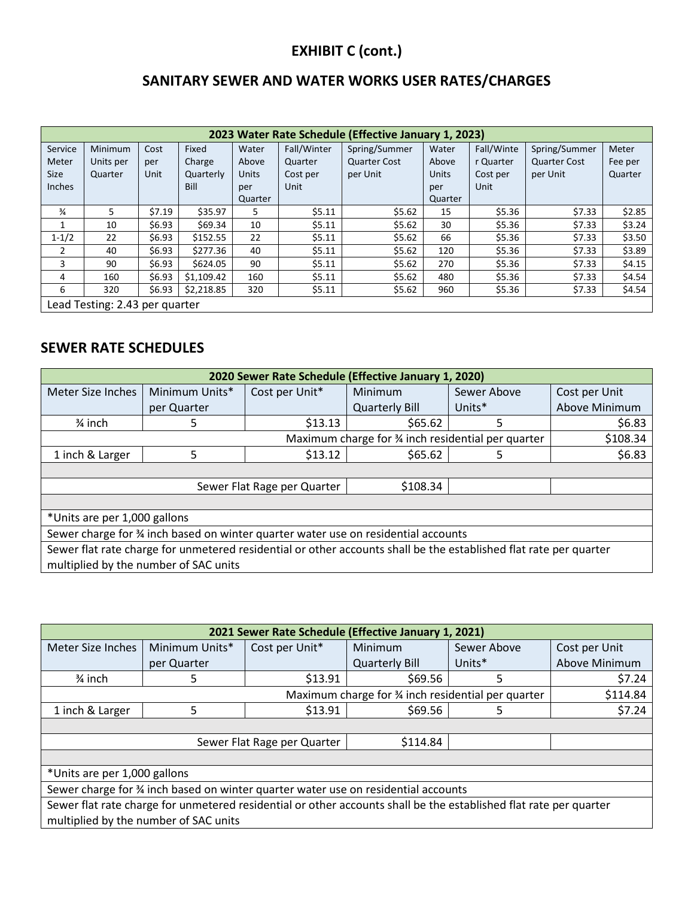# EXHIBIT C (cont.)

## SANITARY SEWER AND WATER WORKS USER RATES/CHARGES

| 2023 Water Rate Schedule (Effective January 1, 2023) | | | | | | | | | | |
|---|---|---|---|---|---|---|---|---|---|---|
| Service Meter Size Inches | Minimum Units per Quarter | Cost per Unit | Fixed Charge Quarterly Bill | Water Above Units per Quarter | Fall/Winter Quarter Cost per Unit | Spring/Summer Quarter Cost per Unit | Water Above Units per Quarter | Fall/Winter Quarter Cost per Unit | Spring/Summer Quarter Cost per Unit | Meter Fee per Quarter |
| ¾ | 5 | $7.19 | $35.97 | 5 | $5.11 | $5.62 | 15 | $5.36 | $7.33 | $2.85 |
| 1 | 10 | $6.93 | $69.34 | 10 | $5.11 | $5.62 | 30 | $5.36 | $7.33 | $3.24 |
| 1-1/2 | 22 | $6.93 | $152.55 | 22 | $5.11 | $5.62 | 66 | $5.36 | $7.33 | $3.50 |
| 2 | 40 | $6.93 | $277.36 | 40 | $5.11 | $5.62 | 120 | $5.36 | $7.33 | $3.89 |
| 3 | 90 | $6.93 | $624.05 | 90 | $5.11 | $5.62 | 270 | $5.36 | $7.33 | $4.15 |
| 4 | 160 | $6.93 | $1,109.42 | 160 | $5.11 | $5.62 | 480 | $5.36 | $7.33 | $4.54 |
| 6 | 320 | $6.93 | $2,218.85 | 320 | $5.11 | $5.62 | 960 | $5.36 | $7.33 | $4.54 |
| Lead Testing: 2.43 per quarter | | | | | | | | | | |

## SEWER RATE SCHEDULES

| 2020 Sewer Rate Schedule (Effective January 1, 2020) | | | | | |
|---|---|---|---|---|---|
| Meter Size Inches | Minimum Units* per Quarter | Cost per Unit* | Minimum Quarterly Bill | Sewer Above Units* | Cost per Unit Above Minimum |
| ¾ inch | 5 | $13.13 | $65.62 | 5 | $6.83 |
| Maximum charge for ¾ inch residential per quarter | | | | | $108.34 |
| 1 inch & Larger | 5 | $13.12 | $65.62 | 5 | $6.83 |
| | | | | | |
| Sewer Flat Rage per Quarter | | | $108.34 | | |
| | | | | | |
| *Units are per 1,000 gallons | | | | | |
| Sewer charge for ¾ inch based on winter quarter water use on residential accounts | | | | | |
| Sewer flat rate charge for unmetered residential or other accounts shall be the established flat rate per quarter multiplied by the number of SAC units | | | | | |

| 2021 Sewer Rate Schedule (Effective January 1, 2021) | | | | | |
|---|---|---|---|---|---|
| Meter Size Inches | Minimum Units* per Quarter | Cost per Unit* | Minimum Quarterly Bill | Sewer Above Units* | Cost per Unit Above Minimum |
| ¾ inch | 5 | $13.91 | $69.56 | 5 | $7.24 |
| Maximum charge for ¾ inch residential per quarter | | | | | $114.84 |
| 1 inch & Larger | 5 | $13.91 | $69.56 | 5 | $7.24 |
| | | | | | |
| Sewer Flat Rage per Quarter | | | $114.84 | | |
| | | | | | |
| *Units are per 1,000 gallons | | | | | |
| Sewer charge for ¾ inch based on winter quarter water use on residential accounts | | | | | |
| Sewer flat rate charge for unmetered residential or other accounts shall be the established flat rate per quarter multiplied by the number of SAC units | | | | | |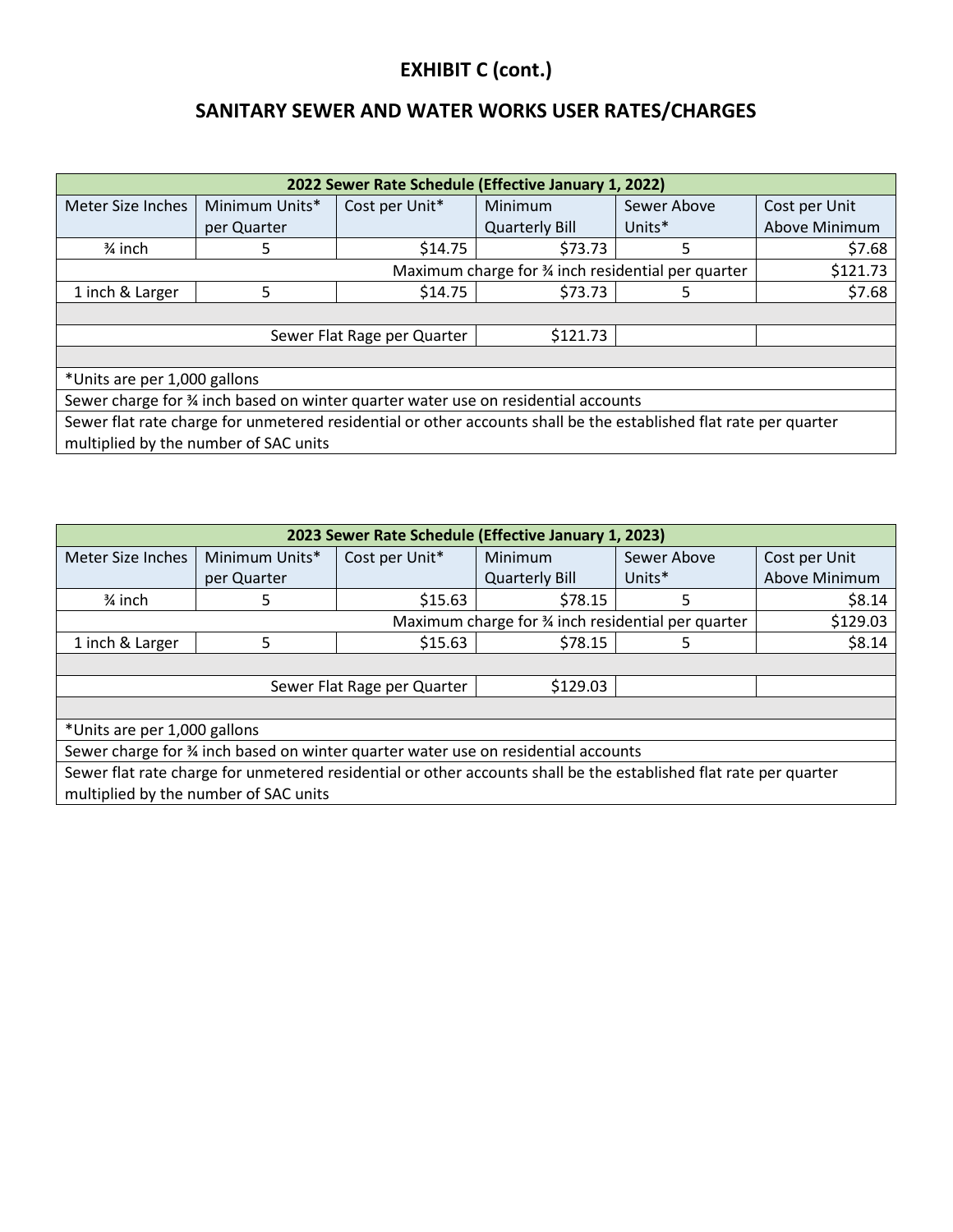# EXHIBIT C (cont.)

## SANITARY SEWER AND WATER WORKS USER RATES/CHARGES

| 2022 Sewer Rate Schedule (Effective January 1, 2022) | | | | | |
|---|---|---|---|---|---|
| Meter Size Inches | Minimum Units* per Quarter | Cost per Unit* | Minimum Quarterly Bill | Sewer Above Units* | Cost per Unit Above Minimum |
| ¾ inch | 5 | $14.75 | $73.73 | 5 | $7.68 |
| Maximum charge for ¾ inch residential per quarter | | | | | $121.73 |
| 1 inch & Larger | 5 | $14.75 | $73.73 | 5 | $7.68 |
| | | | | | |
| Sewer Flat Rage per Quarter | | | $121.73 | | |
| | | | | | |
| *Units are per 1,000 gallons | | | | | |
| Sewer charge for ¾ inch based on winter quarter water use on residential accounts | | | | | |
| Sewer flat rate charge for unmetered residential or other accounts shall be the established flat rate per quarter multiplied by the number of SAC units | | | | | |

| 2023 Sewer Rate Schedule (Effective January 1, 2023) | | | | | |
|---|---|---|---|---|---|
| Meter Size Inches | Minimum Units* per Quarter | Cost per Unit* | Minimum Quarterly Bill | Sewer Above Units* | Cost per Unit Above Minimum |
| ¾ inch | 5 | $15.63 | $78.15 | 5 | $8.14 |
| Maximum charge for ¾ inch residential per quarter | | | | | $129.03 |
| 1 inch & Larger | 5 | $15.63 | $78.15 | 5 | $8.14 |
| | | | | | |
| Sewer Flat Rage per Quarter | | | $129.03 | | |
| | | | | | |
| *Units are per 1,000 gallons | | | | | |
| Sewer charge for ¾ inch based on winter quarter water use on residential accounts | | | | | |
| Sewer flat rate charge for unmetered residential or other accounts shall be the established flat rate per quarter multiplied by the number of SAC units | | | | | |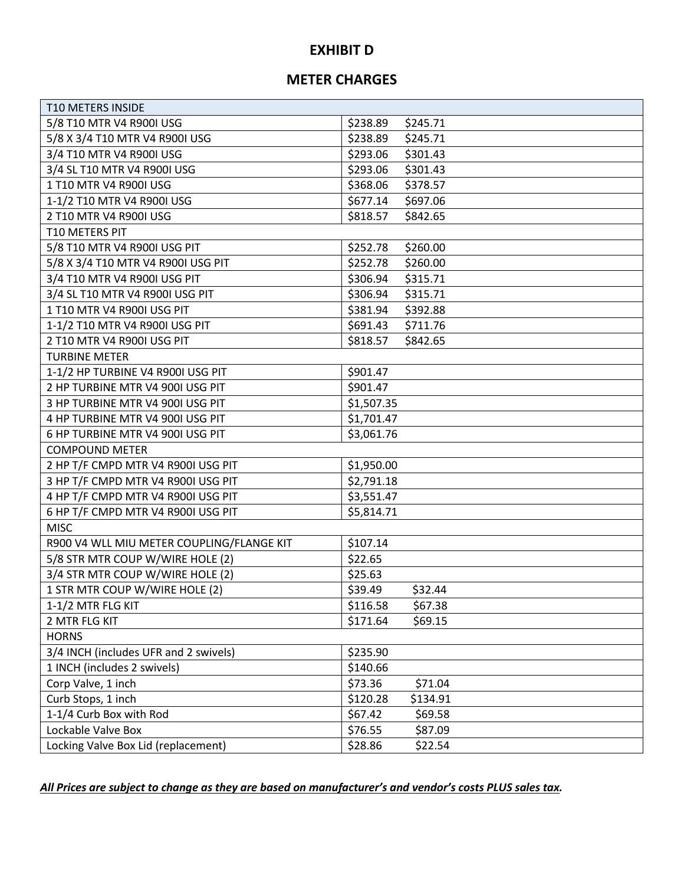# EXHIBIT D

## METER CHARGES

| | | |
|---|---|---|
| T10 METERS INSIDE | | |
| 5/8 T10 MTR V4 R900I USG | $238.89 | $245.71 |
| 5/8 X 3/4 T10 MTR V4 R900I USG | $238.89 | $245.71 |
| 3/4 T10 MTR V4 R900I USG | $293.06 | $301.43 |
| 3/4 SL T10 MTR V4 R900I USG | $293.06 | $301.43 |
| 1 T10 MTR V4 R900I USG | $368.06 | $378.57 |
| 1-1/2 T10 MTR V4 R900I USG | $677.14 | $697.06 |
| 2 T10 MTR V4 R900I USG | $818.57 | $842.65 |
| T10 METERS PIT | | |
| 5/8 T10 MTR V4 R900I USG PIT | $252.78 | $260.00 |
| 5/8 X 3/4 T10 MTR V4 R900I USG PIT | $252.78 | $260.00 |
| 3/4 T10 MTR V4 R900I USG PIT | $306.94 | $315.71 |
| 3/4 SL T10 MTR V4 R900I USG PIT | $306.94 | $315.71 |
| 1 T10 MTR V4 R900I USG PIT | $381.94 | $392.88 |
| 1-1/2 T10 MTR V4 R900I USG PIT | $691.43 | $711.76 |
| 2 T10 MTR V4 R900I USG PIT | $818.57 | $842.65 |
| TURBINE METER | | |
| 1-1/2 HP TURBINE V4 R900I USG PIT | $901.47 | |
| 2 HP TURBINE MTR V4 900I USG PIT | $901.47 | |
| 3 HP TURBINE MTR V4 900I USG PIT | $1,507.35 | |
| 4 HP TURBINE MTR V4 900I USG PIT | $1,701.47 | |
| 6 HP TURBINE MTR V4 900I USG PIT | $3,061.76 | |
| COMPOUND METER | | |
| 2 HP T/F CMPD MTR V4 R900I USG PIT | $1,950.00 | |
| 3 HP T/F CMPD MTR V4 R900I USG PIT | $2,791.18 | |
| 4 HP T/F CMPD MTR V4 R900I USG PIT | $3,551.47 | |
| 6 HP T/F CMPD MTR V4 R900I USG PIT | $5,814.71 | |
| MISC | | |
| R900 V4 WLL MIU METER COUPLING/FLANGE KIT | $107.14 | |
| 5/8 STR MTR COUP W/WIRE HOLE (2) | $22.65 | |
| 3/4 STR MTR COUP W/WIRE HOLE (2) | $25.63 | |
| 1 STR MTR COUP W/WIRE HOLE (2) | $39.49 | $32.44 |
| 1-1/2 MTR FLG KIT | $116.58 | $67.38 |
| 2 MTR FLG KIT | $171.64 | $69.15 |
| HORNS | | |
| 3/4 INCH (includes UFR and 2 swivels) | $235.90 | |
| 1 INCH (includes 2 swivels) | $140.66 | |
| Corp Valve, 1 inch | $73.36 | $71.04 |
| Curb Stops, 1 inch | $120.28 | $134.91 |
| 1-1/4 Curb Box with Rod | $67.42 | $69.58 |
| Lockable Valve Box | $76.55 | $87.09 |
| Locking Valve Box Lid (replacement) | $28.86 | $22.54 |

***All Prices are subject to change as they are based on manufacturer's and vendor's costs PLUS sales tax.***